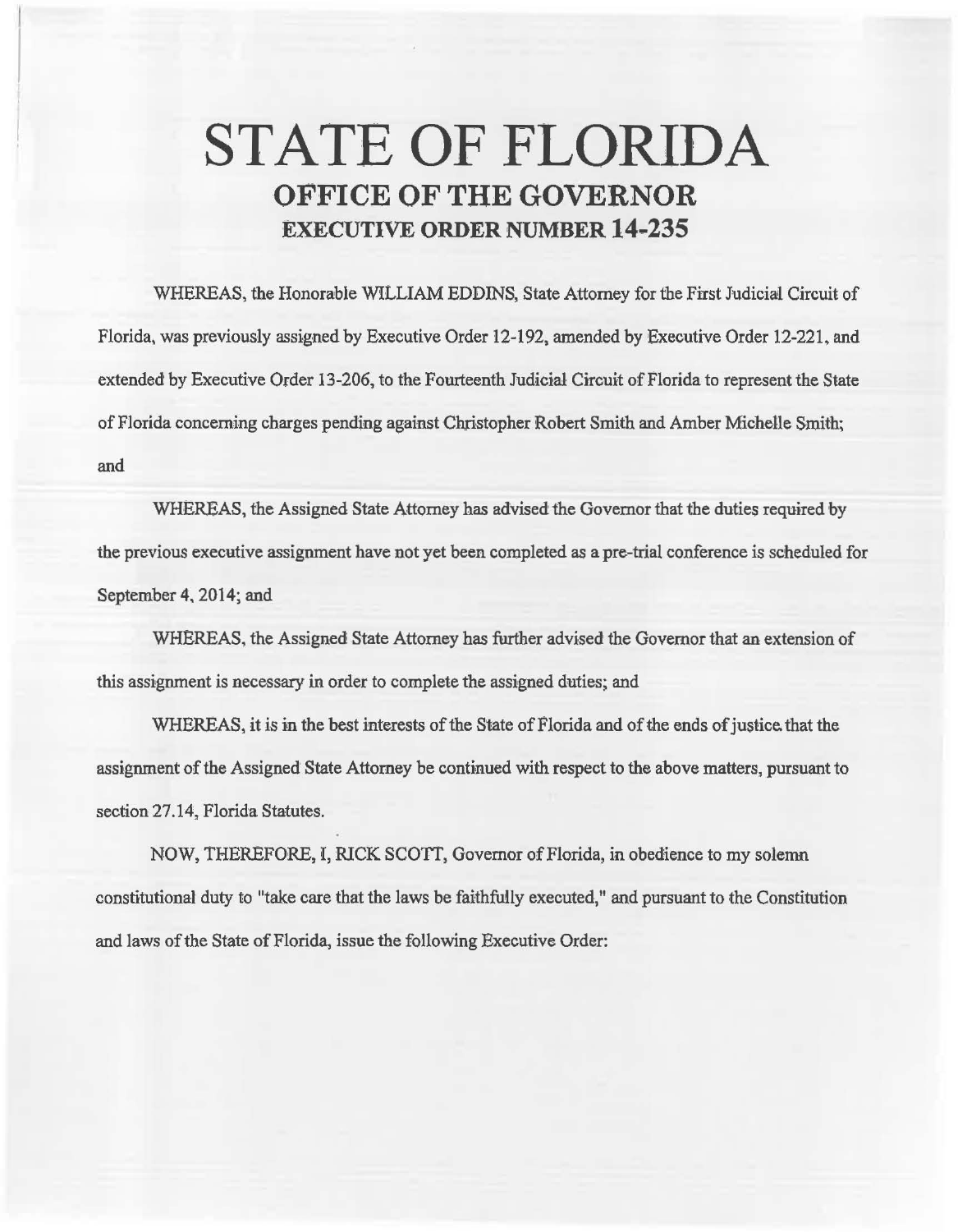# STATE OF FLORIDA

## OFFICE OF THE GOVERNOR

### EXECUTIVE ORDER NUMBER 14-235

WHEREAS, the Honorable WILLIAM EDDINS, State Attorney for the First Judicial Circuit of Florida, was previously assigned by Executive Order 12-192, amended by Executive Order 12-221, and extended by Executive Order 13-206, to the Fourteenth Judicial Circuit of Florida to represent the State of Florida concerning charges pending against Christopher Robert Smith and Amber Michelle Smith; and

WHEREAS, the Assigned State Attorney has advised the Governor that the duties required by the previous executive assignment have not yet been completed as a pre-trial conference is scheduled for September 4, 2014; and

WHEREAS, the Assigned State Attorney has further advised the Governor that an extension of this assignment is necessary in order to complete the assigned duties; and

WHEREAS, it is in the best interests of the State of Florida and of the ends of justice that the assignment of the Assigned State Attorney be continued with respect to the above matters, pursuant to section 27.14, Florida Statutes.

NOW, THEREFORE, I, RICK SCOTT, Governor of Florida, in obedience to my solemn constitutional duty to "take care that the laws be faithfully executed," and pursuant to the Constitution and laws of the State of Florida, issue the following Executive Order: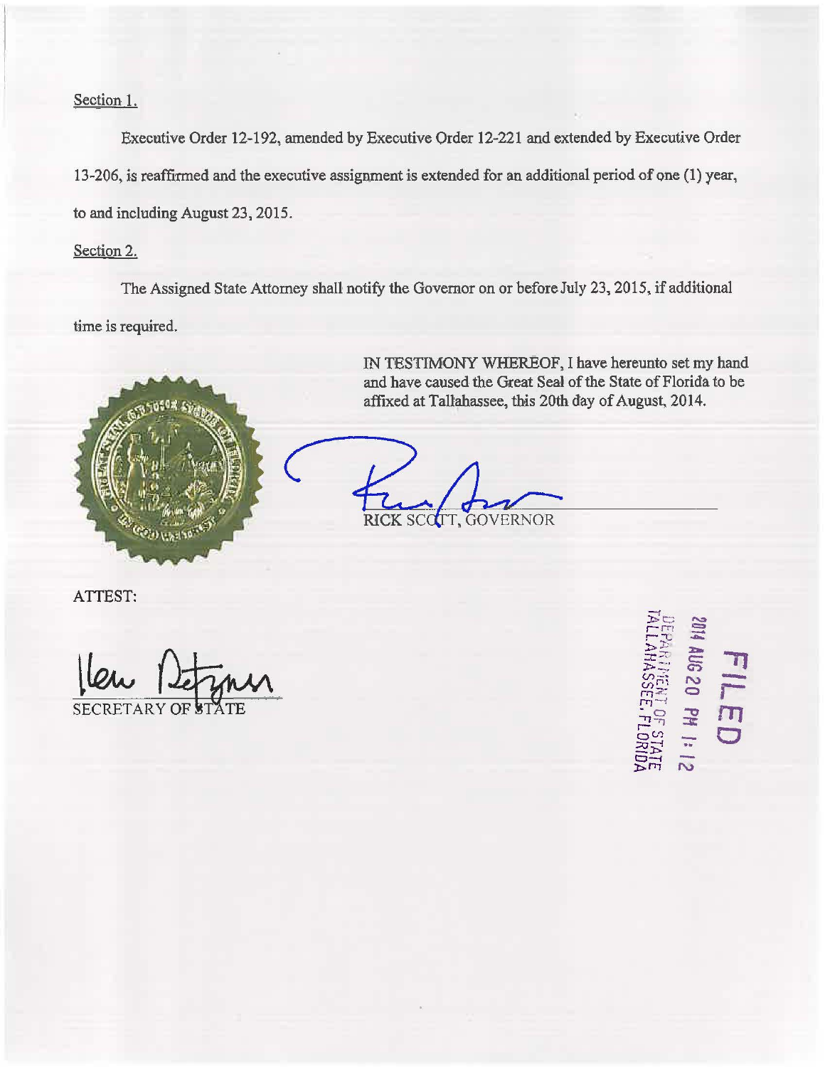Section 1.

Executive Order 12-192, amended by Executive Order 12-221 and extended by Executive Order 13-206, is reaffirmed and the executive assignment is extended for an additional period of one (1) year, to and including August 23, 2015.

Section 2.

The Assigned State Attorney shall notify the Governor on or before July 23, 2015, if additional time is required.

IN TESTIMONY WHEREOF, I have hereunto set my hand and have caused the Great Seal of the State of Florida to be affixed at Tallahassee, this 20th day of August, 2014.

RICK SCOTT, GOVERNOR

ATTEST:

SECRETARY OF STATE

FILED
2014 AUG 20 PM 1:12
DEPARTMENT OF STATE
TALLAHASSEE, FLORIDA